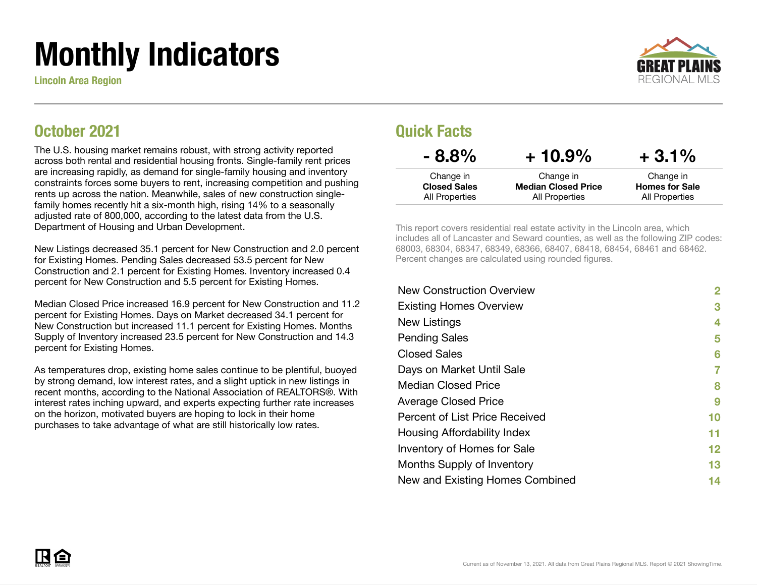# Monthly Indicators

**Lincoln Area Region**

GREAT PLAINS REGIONAL MLS

## October 2021

The U.S. housing market remains robust, with strong activity reported across both rental and residential housing fronts. Single-family rent prices are increasing rapidly, as demand for single-family housing and inventory constraints forces some buyers to rent, increasing competition and pushing rents up across the nation. Meanwhile, sales of new construction single-family homes recently hit a six-month high, rising 14% to a seasonally adjusted rate of 800,000, according to the latest data from the U.S. Department of Housing and Urban Development.

New Listings decreased 35.1 percent for New Construction and 2.0 percent for Existing Homes. Pending Sales decreased 53.5 percent for New Construction and 2.1 percent for Existing Homes. Inventory increased 0.4 percent for New Construction and 5.5 percent for Existing Homes.

Median Closed Price increased 16.9 percent for New Construction and 11.2 percent for Existing Homes. Days on Market decreased 34.1 percent for New Construction but increased 11.1 percent for Existing Homes. Months Supply of Inventory increased 23.5 percent for New Construction and 14.3 percent for Existing Homes.

As temperatures drop, existing home sales continue to be plentiful, buoyed by strong demand, low interest rates, and a slight uptick in new listings in recent months, according to the National Association of REALTORS®. With interest rates inching upward, and experts expecting further rate increases on the horizon, motivated buyers are hoping to lock in their home purchases to take advantage of what are still historically low rates.

## Quick Facts

| - 8.8% | + 10.9% | + 3.1% |
| --- | --- | --- |
| Change in **Closed Sales** All Properties | Change in **Median Closed Price** All Properties | Change in **Homes for Sale** All Properties |

This report covers residential real estate activity in the Lincoln area, which includes all of Lancaster and Seward counties, as well as the following ZIP codes: 68003, 68304, 68347, 68349, 68366, 68407, 68418, 68454, 68461 and 68462. Percent changes are calculated using rounded figures.

| | |
| --- | --- |
| New Construction Overview | 2 |
| Existing Homes Overview | 3 |
| New Listings | 4 |
| Pending Sales | 5 |
| Closed Sales | 6 |
| Days on Market Until Sale | 7 |
| Median Closed Price | 8 |
| Average Closed Price | 9 |
| Percent of List Price Received | 10 |
| Housing Affordability Index | 11 |
| Inventory of Homes for Sale | 12 |
| Months Supply of Inventory | 13 |
| New and Existing Homes Combined | 14 |

Current as of November 13, 2021. All data from Great Plains Regional MLS. Report © 2021 ShowingTime.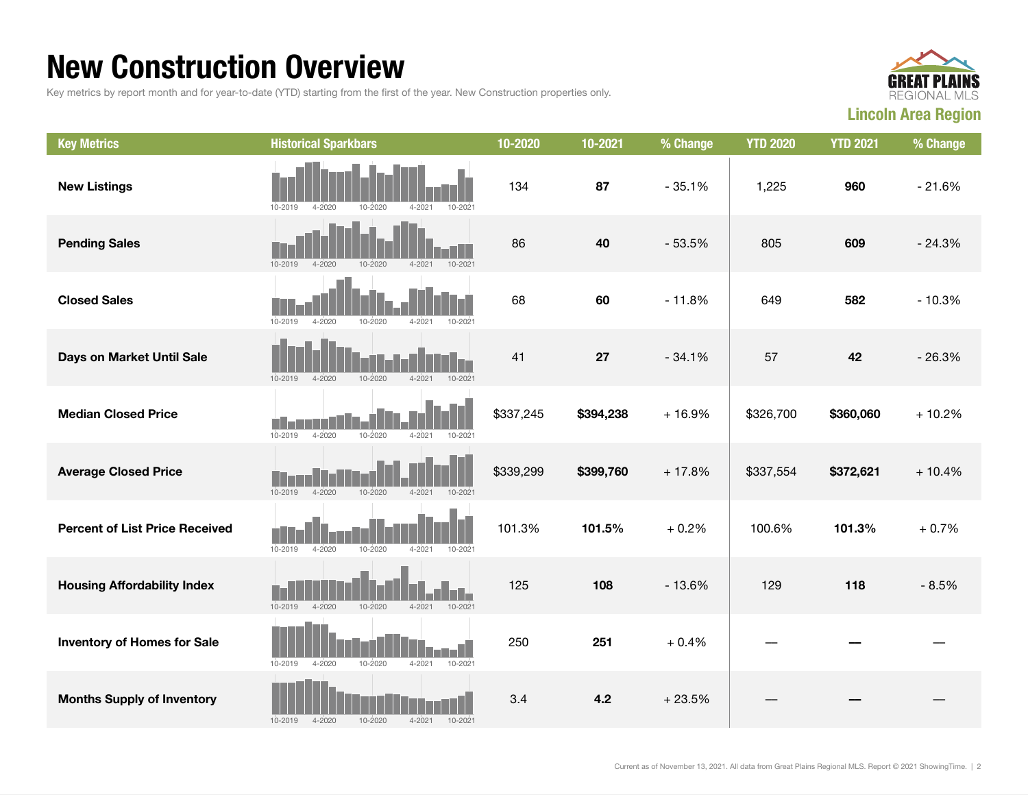# New Construction Overview

Key metrics by report month and for year-to-date (YTD) starting from the first of the year. New Construction properties only.

GREAT PLAINS REGIONAL MLS

**Lincoln Area Region**

| Key Metrics | Historical Sparkbars | 10-2020 | 10-2021 | % Change | YTD 2020 | YTD 2021 | % Change |
|---|---|---|---|---|---|---|---|
| **New Listings** | 10-2019 4-2020 10-2020 4-2021 10-2021 | 134 | **87** | - 35.1% | 1,225 | **960** | - 21.6% |
| **Pending Sales** | 10-2019 4-2020 10-2020 4-2021 10-2021 | 86 | **40** | - 53.5% | 805 | **609** | - 24.3% |
| **Closed Sales** | 10-2019 4-2020 10-2020 4-2021 10-2021 | 68 | **60** | - 11.8% | 649 | **582** | - 10.3% |
| **Days on Market Until Sale** | 10-2019 4-2020 10-2020 4-2021 10-2021 | 41 | **27** | - 34.1% | 57 | **42** | - 26.3% |
| **Median Closed Price** | 10-2019 4-2020 10-2020 4-2021 10-2021 | $337,245 | **$394,238** | + 16.9% | $326,700 | **$360,060** | + 10.2% |
| **Average Closed Price** | 10-2019 4-2020 10-2020 4-2021 10-2021 | $339,299 | **$399,760** | + 17.8% | $337,554 | **$372,621** | + 10.4% |
| **Percent of List Price Received** | 10-2019 4-2020 10-2020 4-2021 10-2021 | 101.3% | **101.5%** | + 0.2% | 100.6% | **101.3%** | + 0.7% |
| **Housing Affordability Index** | 10-2019 4-2020 10-2020 4-2021 10-2021 | 125 | **108** | - 13.6% | 129 | **118** | - 8.5% |
| **Inventory of Homes for Sale** | 10-2019 4-2020 10-2020 4-2021 10-2021 | 250 | **251** | + 0.4% | — | **—** | — |
| **Months Supply of Inventory** | 10-2019 4-2020 10-2020 4-2021 10-2021 | 3.4 | **4.2** | + 23.5% | — | **—** | — |

Current as of November 13, 2021. All data from Great Plains Regional MLS. Report © 2021 ShowingTime.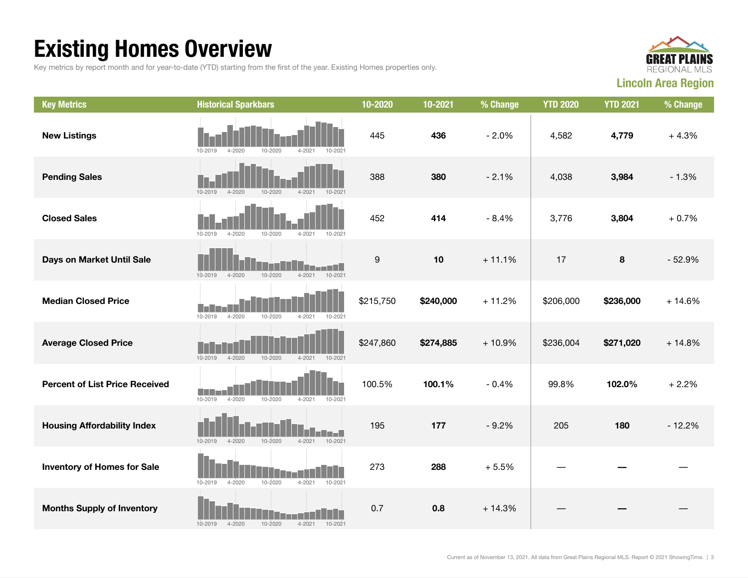# Existing Homes Overview

Key metrics by report month and for year-to-date (YTD) starting from the first of the year. Existing Homes properties only.

**GREAT PLAINS REGIONAL MLS**

**Lincoln Area Region**

| Key Metrics | Historical Sparkbars | 10-2020 | 10-2021 | % Change | YTD 2020 | YTD 2021 | % Change |
| --- | --- | --- | --- | --- | --- | --- | --- |
| **New Listings** | 10-2019 4-2020 10-2020 4-2021 10-2021 | 445 | **436** | - 2.0% | 4,582 | **4,779** | + 4.3% |
| **Pending Sales** | 10-2019 4-2020 10-2020 4-2021 10-2021 | 388 | **380** | - 2.1% | 4,038 | **3,984** | - 1.3% |
| **Closed Sales** | 10-2019 4-2020 10-2020 4-2021 10-2021 | 452 | **414** | - 8.4% | 3,776 | **3,804** | + 0.7% |
| **Days on Market Until Sale** | 10-2019 4-2020 10-2020 4-2021 10-2021 | 9 | **10** | + 11.1% | 17 | **8** | - 52.9% |
| **Median Closed Price** | 10-2019 4-2020 10-2020 4-2021 10-2021 | $215,750 | **$240,000** | + 11.2% | $206,000 | **$236,000** | + 14.6% |
| **Average Closed Price** | 10-2019 4-2020 10-2020 4-2021 10-2021 | $247,860 | **$274,885** | + 10.9% | $236,004 | **$271,020** | + 14.8% |
| **Percent of List Price Received** | 10-2019 4-2020 10-2020 4-2021 10-2021 | 100.5% | **100.1%** | - 0.4% | 99.8% | **102.0%** | + 2.2% |
| **Housing Affordability Index** | 10-2019 4-2020 10-2020 4-2021 10-2021 | 195 | **177** | - 9.2% | 205 | **180** | - 12.2% |
| **Inventory of Homes for Sale** | 10-2019 4-2020 10-2020 4-2021 10-2021 | 273 | **288** | + 5.5% | — | **—** | — |
| **Months Supply of Inventory** | 10-2019 4-2020 10-2020 4-2021 10-2021 | 0.7 | **0.8** | + 14.3% | — | **—** | — |

Current as of November 13, 2021. All data from Great Plains Regional MLS. Report © 2021 ShowingTime.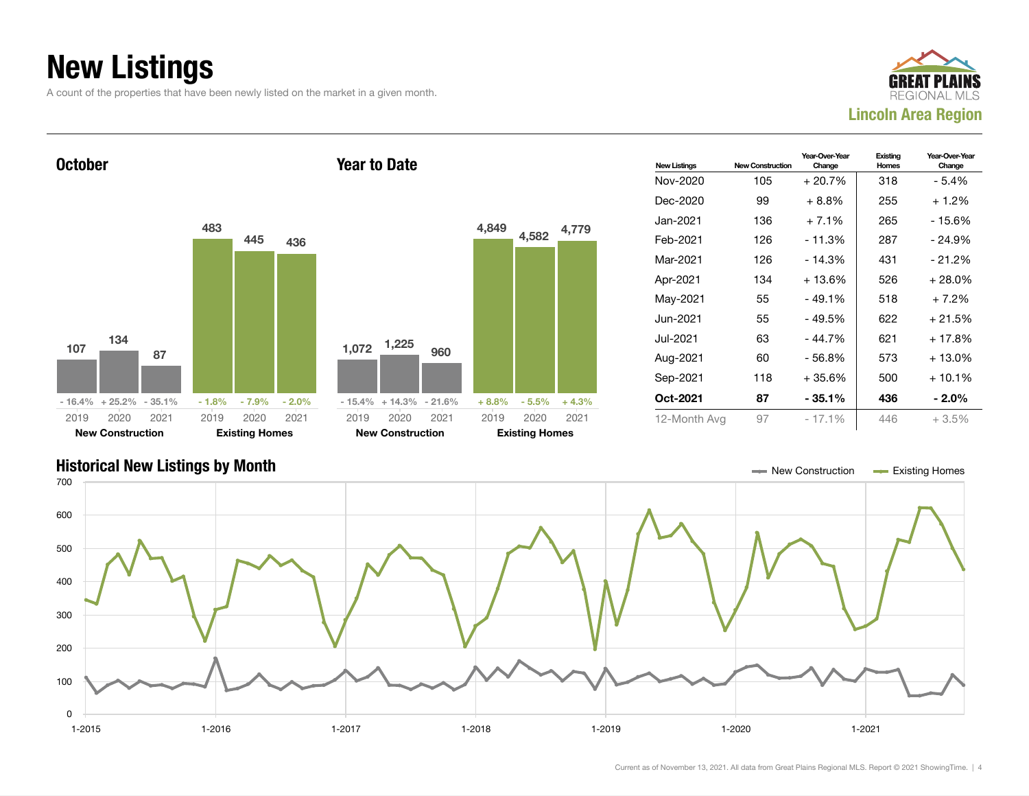# New Listings

A count of the properties that have been newly listed on the market in a given month.

GREAT PLAINS REGIONAL MLS

**Lincoln Area Region**

### October

| | 2019 | 2020 | 2021 |
|---|---|---|---|
| **New Construction** | 107 | 134 | 87 |
| Change | - 16.4% | + 25.2% | - 35.1% |
| **Existing Homes** | 483 | 445 | 436 |
| Change | - 1.8% | - 7.9% | - 2.0% |

### Year to Date

| | 2019 | 2020 | 2021 |
|---|---|---|---|
| **New Construction** | 1,072 | 1,225 | 960 |
| Change | - 15.4% | + 14.3% | - 21.6% |
| **Existing Homes** | 4,849 | 4,582 | 4,779 |
| Change | + 8.8% | - 5.5% | + 4.3% |

| New Listings | New Construction | Year-Over-Year Change | Existing Homes | Year-Over-Year Change |
|---|---|---|---|---|
| Nov-2020 | 105 | + 20.7% | 318 | - 5.4% |
| Dec-2020 | 99 | + 8.8% | 255 | + 1.2% |
| Jan-2021 | 136 | + 7.1% | 265 | - 15.6% |
| Feb-2021 | 126 | - 11.3% | 287 | - 24.9% |
| Mar-2021 | 126 | - 14.3% | 431 | - 21.2% |
| Apr-2021 | 134 | + 13.6% | 526 | + 28.0% |
| May-2021 | 55 | - 49.1% | 518 | + 7.2% |
| Jun-2021 | 55 | - 49.5% | 622 | + 21.5% |
| Jul-2021 | 63 | - 44.7% | 621 | + 17.8% |
| Aug-2021 | 60 | - 56.8% | 573 | + 13.0% |
| Sep-2021 | 118 | + 35.6% | 500 | + 10.1% |
| **Oct-2021** | **87** | **- 35.1%** | **436** | **- 2.0%** |
| 12-Month Avg | 97 | - 17.1% | 446 | + 3.5% |

### Historical New Listings by Month

Current as of November 13, 2021. All data from Great Plains Regional MLS. Report © 2021 ShowingTime.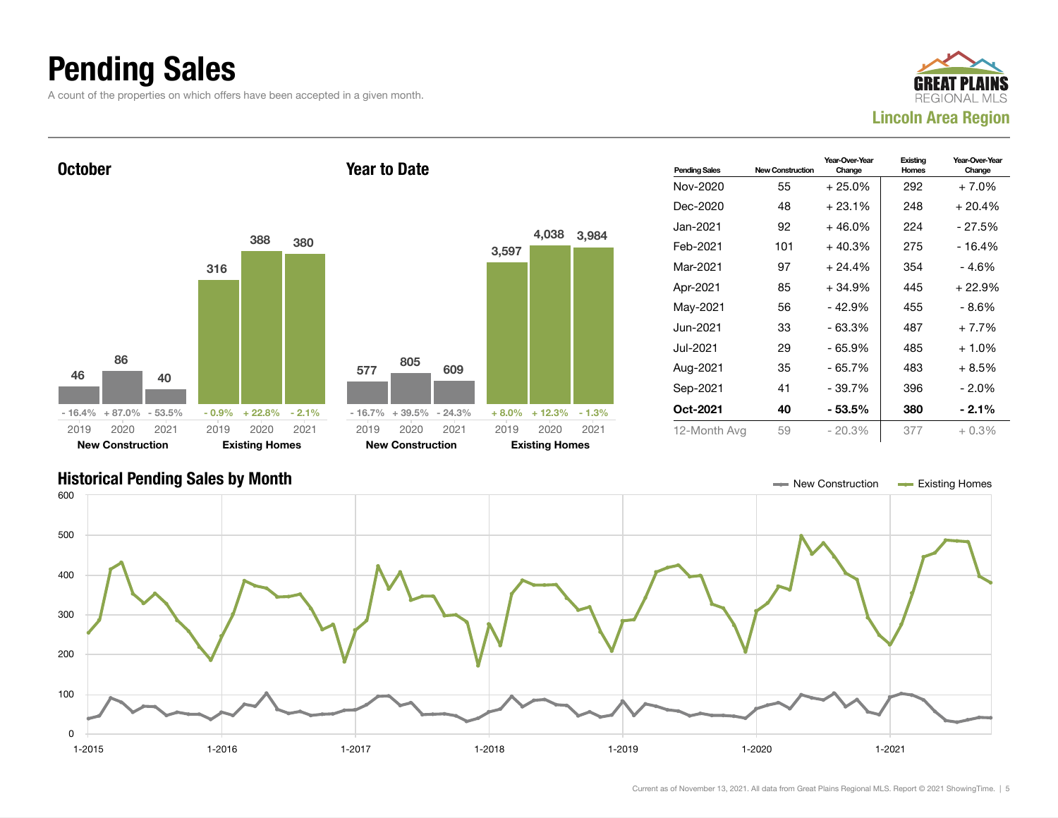# Pending Sales

A count of the properties on which offers have been accepted in a given month.

**GREAT PLAINS REGIONAL MLS**
**Lincoln Area Region**

## October

| | 2019 | 2020 | 2021 |
|---|---|---|---|
| **New Construction** | 46 | 86 | 40 |
| Change | - 16.4% | + 87.0% | - 53.5% |
| **Existing Homes** | 316 | 388 | 380 |
| Change | - 0.9% | + 22.8% | - 2.1% |

## Year to Date

| | 2019 | 2020 | 2021 |
|---|---|---|---|
| **New Construction** | 577 | 805 | 609 |
| Change | - 16.7% | + 39.5% | - 24.3% |
| **Existing Homes** | 3,597 | 4,038 | 3,984 |
| Change | + 8.0% | + 12.3% | - 1.3% |

| Pending Sales | New Construction | Year-Over-Year Change | Existing Homes | Year-Over-Year Change |
|---|---|---|---|---|
| Nov-2020 | 55 | + 25.0% | 292 | + 7.0% |
| Dec-2020 | 48 | + 23.1% | 248 | + 20.4% |
| Jan-2021 | 92 | + 46.0% | 224 | - 27.5% |
| Feb-2021 | 101 | + 40.3% | 275 | - 16.4% |
| Mar-2021 | 97 | + 24.4% | 354 | - 4.6% |
| Apr-2021 | 85 | + 34.9% | 445 | + 22.9% |
| May-2021 | 56 | - 42.9% | 455 | - 8.6% |
| Jun-2021 | 33 | - 63.3% | 487 | + 7.7% |
| Jul-2021 | 29 | - 65.9% | 485 | + 1.0% |
| Aug-2021 | 35 | - 65.7% | 483 | + 8.5% |
| Sep-2021 | 41 | - 39.7% | 396 | - 2.0% |
| **Oct-2021** | **40** | **- 53.5%** | **380** | **- 2.1%** |
| 12-Month Avg | 59 | - 20.3% | 377 | + 0.3% |

## Historical Pending Sales by Month

New Construction — Existing Homes

Current as of November 13, 2021. All data from Great Plains Regional MLS. Report © 2021 ShowingTime.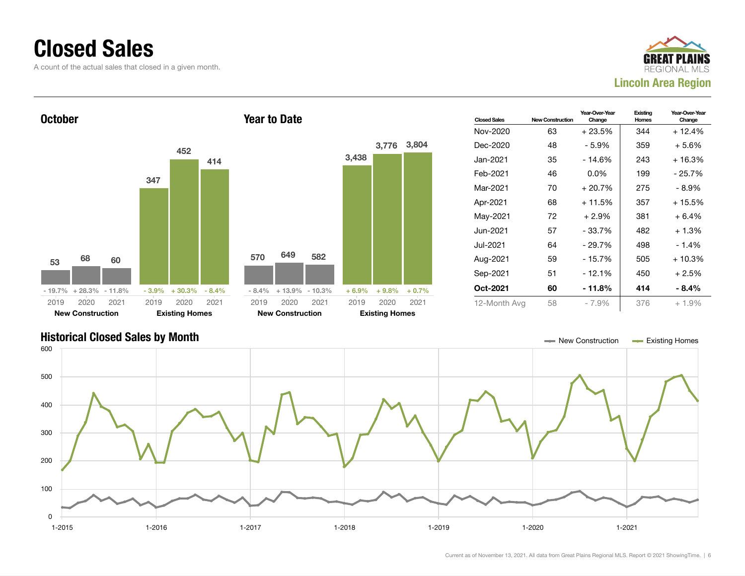# Closed Sales

A count of the actual sales that closed in a given month.

**GREAT PLAINS** REGIONAL MLS

**Lincoln Area Region**

## October

| | 2019 | 2020 | 2021 |
|---|---|---|---|
| New Construction | 53 | 68 | 60 |
| Change | - 19.7% | + 28.3% | - 11.8% |
| Existing Homes | 347 | 452 | 414 |
| Change | - 3.9% | + 30.3% | - 8.4% |

## Year to Date

| | 2019 | 2020 | 2021 |
|---|---|---|---|
| New Construction | 570 | 649 | 582 |
| Change | - 8.4% | + 13.9% | - 10.3% |
| Existing Homes | 3,438 | 3,776 | 3,804 |
| Change | + 6.9% | + 9.8% | + 0.7% |

| Closed Sales | New Construction | Year-Over-Year Change | Existing Homes | Year-Over-Year Change |
|---|---|---|---|---|
| Nov-2020 | 63 | + 23.5% | 344 | + 12.4% |
| Dec-2020 | 48 | - 5.9% | 359 | + 5.6% |
| Jan-2021 | 35 | - 14.6% | 243 | + 16.3% |
| Feb-2021 | 46 | 0.0% | 199 | - 25.7% |
| Mar-2021 | 70 | + 20.7% | 275 | - 8.9% |
| Apr-2021 | 68 | + 11.5% | 357 | + 15.5% |
| May-2021 | 72 | + 2.9% | 381 | + 6.4% |
| Jun-2021 | 57 | - 33.7% | 482 | + 1.3% |
| Jul-2021 | 64 | - 29.7% | 498 | - 1.4% |
| Aug-2021 | 59 | - 15.7% | 505 | + 10.3% |
| Sep-2021 | 51 | - 12.1% | 450 | + 2.5% |
| **Oct-2021** | **60** | **- 11.8%** | **414** | **- 8.4%** |
| 12-Month Avg | 58 | - 7.9% | 376 | + 1.9% |

## Historical Closed Sales by Month

New Construction | Existing Homes

Current as of November 13, 2021. All data from Great Plains Regional MLS. Report © 2021 ShowingTime.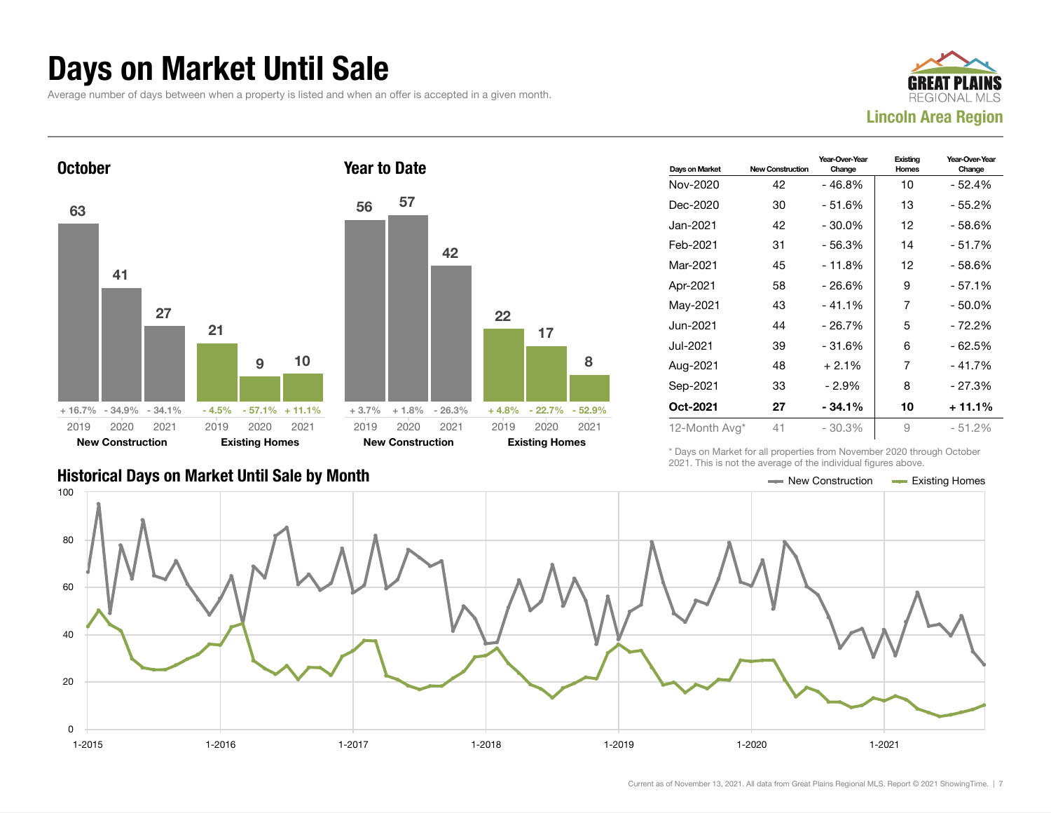# Days on Market Until Sale

Average number of days between when a property is listed and when an offer is accepted in a given month.

**GREAT PLAINS REGIONAL MLS**
**Lincoln Area Region**

## October

| | 2019 | 2020 | 2021 |
|---|---|---|---|
| New Construction | 63 | 41 | 27 |
| Change | + 16.7% | - 34.9% | - 34.1% |
| Existing Homes | 21 | 9 | 10 |
| Change | - 4.5% | - 57.1% | + 11.1% |

## Year to Date

| | 2019 | 2020 | 2021 |
|---|---|---|---|
| New Construction | 56 | 57 | 42 |
| Change | + 3.7% | + 1.8% | - 26.3% |
| Existing Homes | 22 | 17 | 8 |
| Change | + 4.8% | - 22.7% | - 52.9% |

| Days on Market | New Construction | Year-Over-Year Change | Existing Homes | Year-Over-Year Change |
|---|---|---|---|---|
| Nov-2020 | 42 | - 46.8% | 10 | - 52.4% |
| Dec-2020 | 30 | - 51.6% | 13 | - 55.2% |
| Jan-2021 | 42 | - 30.0% | 12 | - 58.6% |
| Feb-2021 | 31 | - 56.3% | 14 | - 51.7% |
| Mar-2021 | 45 | - 11.8% | 12 | - 58.6% |
| Apr-2021 | 58 | - 26.6% | 9 | - 57.1% |
| May-2021 | 43 | - 41.1% | 7 | - 50.0% |
| Jun-2021 | 44 | - 26.7% | 5 | - 72.2% |
| Jul-2021 | 39 | - 31.6% | 6 | - 62.5% |
| Aug-2021 | 48 | + 2.1% | 7 | - 41.7% |
| Sep-2021 | 33 | - 2.9% | 8 | - 27.3% |
| **Oct-2021** | **27** | **- 34.1%** | **10** | **+ 11.1%** |
| 12-Month Avg* | 41 | - 30.3% | 9 | - 51.2% |

\* Days on Market for all properties from November 2020 through October 2021. This is not the average of the individual figures above.

## Historical Days on Market Until Sale by Month

Legend: New Construction, Existing Homes

Y-axis: 0–100; X-axis: 1-2015, 1-2016, 1-2017, 1-2018, 1-2019, 1-2020, 1-2021

Current as of November 13, 2021. All data from Great Plains Regional MLS. Report © 2021 ShowingTime.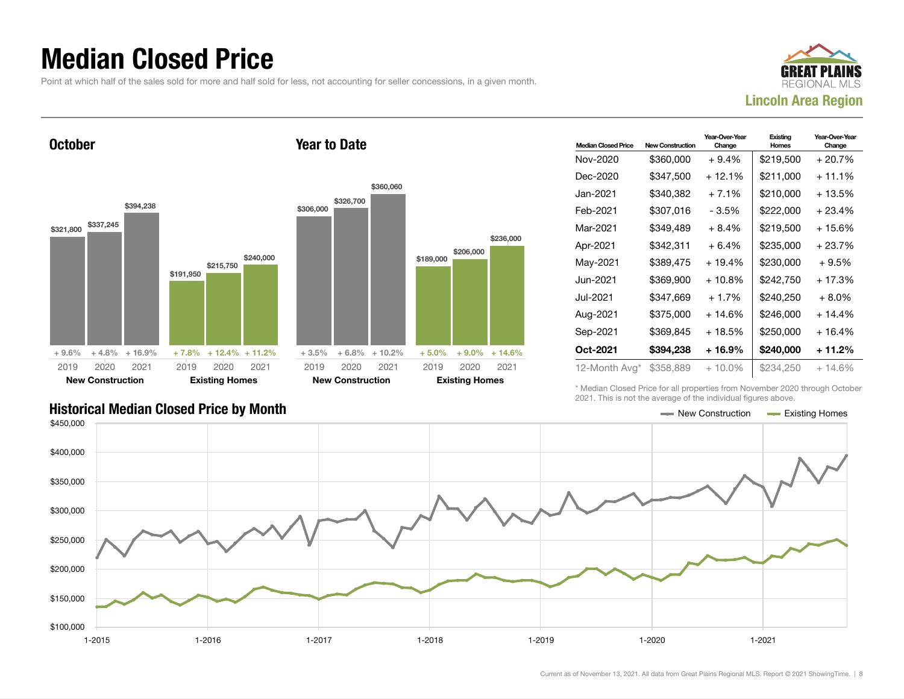# Median Closed Price

Point at which half of the sales sold for more and half sold for less, not accounting for seller concessions, in a given month.

**Lincoln Area Region**

## October

| | 2019 | 2020 | 2021 |
|---|---|---|---|
| New Construction | $321,800 | $337,245 | $394,238 |
| Change | + 9.6% | + 4.8% | + 16.9% |
| Existing Homes | $191,950 | $215,750 | $240,000 |
| Change | + 7.8% | + 12.4% | + 11.2% |

## Year to Date

| | 2019 | 2020 | 2021 |
|---|---|---|---|
| New Construction | $306,000 | $326,700 | $360,060 |
| Change | + 3.5% | + 6.8% | + 10.2% |
| Existing Homes | $189,000 | $206,000 | $236,000 |
| Change | + 5.0% | + 9.0% | + 14.6% |

| Median Closed Price | New Construction | Year-Over-Year Change | Existing Homes | Year-Over-Year Change |
|---|---|---|---|---|
| Nov-2020 | $360,000 | + 9.4% | $219,500 | + 20.7% |
| Dec-2020 | $347,500 | + 12.1% | $211,000 | + 11.1% |
| Jan-2021 | $340,382 | + 7.1% | $210,000 | + 13.5% |
| Feb-2021 | $307,016 | - 3.5% | $222,000 | + 23.4% |
| Mar-2021 | $349,489 | + 8.4% | $219,500 | + 15.6% |
| Apr-2021 | $342,311 | + 6.4% | $235,000 | + 23.7% |
| May-2021 | $389,475 | + 19.4% | $230,000 | + 9.5% |
| Jun-2021 | $369,900 | + 10.8% | $242,750 | + 17.3% |
| Jul-2021 | $347,669 | + 1.7% | $240,250 | + 8.0% |
| Aug-2021 | $375,000 | + 14.6% | $246,000 | + 14.4% |
| Sep-2021 | $369,845 | + 18.5% | $250,000 | + 16.4% |
| **Oct-2021** | **$394,238** | **+ 16.9%** | **$240,000** | **+ 11.2%** |
| 12-Month Avg* | $358,889 | + 10.0% | $234,250 | + 14.6% |

\* Median Closed Price for all properties from November 2020 through October 2021. This is not the average of the individual figures above.

## Historical Median Closed Price by Month

New Construction — Existing Homes

Current as of November 13, 2021. All data from Great Plains Regional MLS. Report © 2021 ShowingTime.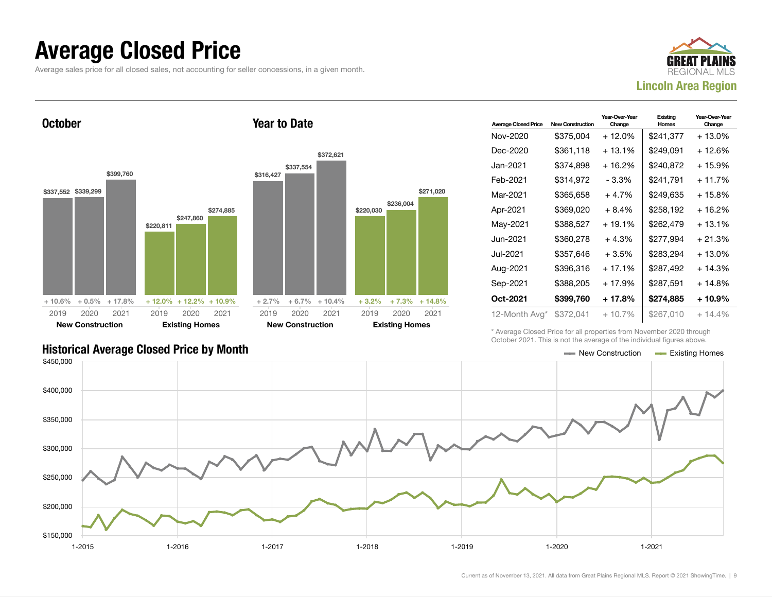# Average Closed Price

Average sales price for all closed sales, not accounting for seller concessions, in a given month.

**Lincoln Area Region**

## October

| | 2019 | 2020 | 2021 |
|---|---|---|---|
| New Construction | $337,552 | $339,299 | $399,760 |
| Change | + 10.6% | + 0.5% | + 17.8% |
| Existing Homes | $220,811 | $247,860 | $274,885 |
| Change | + 12.0% | + 12.2% | + 10.9% |

## Year to Date

| | 2019 | 2020 | 2021 |
|---|---|---|---|
| New Construction | $316,427 | $337,554 | $372,621 |
| Change | + 2.7% | + 6.7% | + 10.4% |
| Existing Homes | $220,030 | $236,004 | $271,020 |
| Change | + 3.2% | + 7.3% | + 14.8% |

| Average Closed Price | New Construction | Year-Over-Year Change | Existing Homes | Year-Over-Year Change |
|---|---|---|---|---|
| Nov-2020 | $375,004 | + 12.0% | $241,377 | + 13.0% |
| Dec-2020 | $361,118 | + 13.1% | $249,091 | + 12.6% |
| Jan-2021 | $374,898 | + 16.2% | $240,872 | + 15.9% |
| Feb-2021 | $314,972 | - 3.3% | $241,791 | + 11.7% |
| Mar-2021 | $365,658 | + 4.7% | $249,635 | + 15.8% |
| Apr-2021 | $369,020 | + 8.4% | $258,192 | + 16.2% |
| May-2021 | $388,527 | + 19.1% | $262,479 | + 13.1% |
| Jun-2021 | $360,278 | + 4.3% | $277,994 | + 21.3% |
| Jul-2021 | $357,646 | + 3.5% | $283,294 | + 13.0% |
| Aug-2021 | $396,316 | + 17.1% | $287,492 | + 14.3% |
| Sep-2021 | $388,205 | + 17.9% | $287,591 | + 14.8% |
| **Oct-2021** | **$399,760** | **+ 17.8%** | **$274,885** | **+ 10.9%** |
| 12-Month Avg* | $372,041 | + 10.7% | $267,010 | + 14.4% |

\* Average Closed Price for all properties from November 2020 through October 2021. This is not the average of the individual figures above.

## Historical Average Closed Price by Month

New Construction / Existing Homes

Current as of November 13, 2021. All data from Great Plains Regional MLS. Report © 2021 ShowingTime.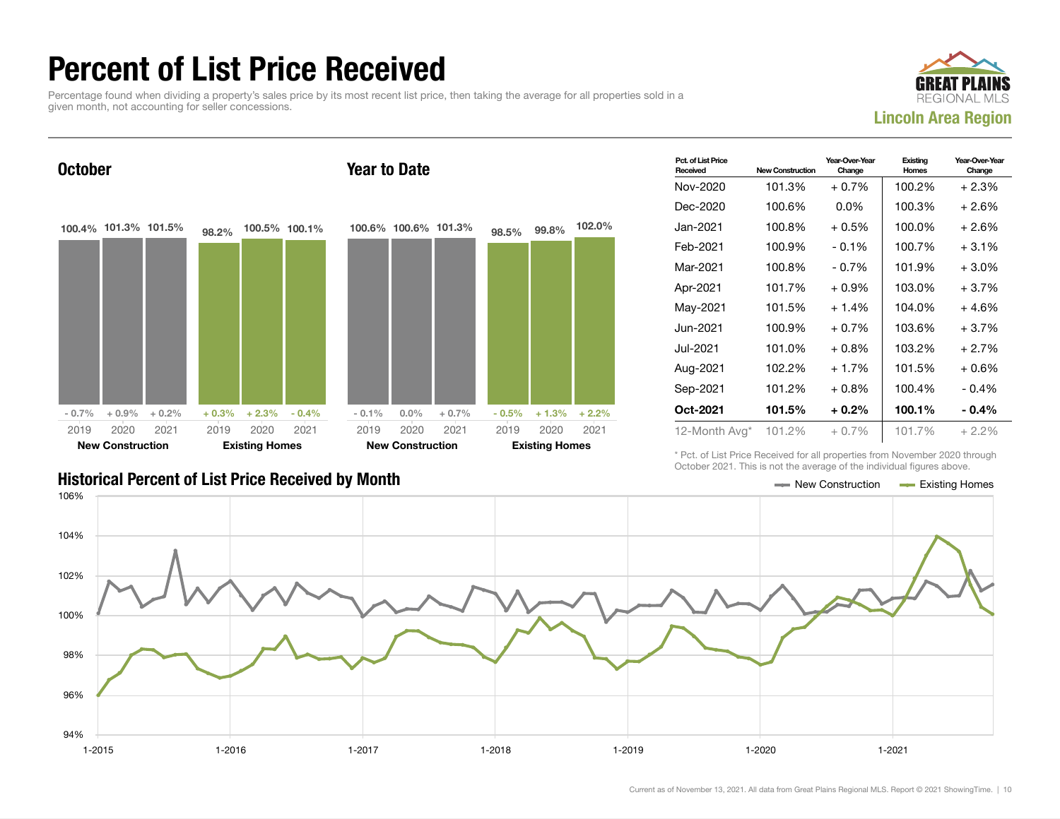# Percent of List Price Received

Percentage found when dividing a property's sales price by its most recent list price, then taking the average for all properties sold in a given month, not accounting for seller concessions.

**Great Plains Regional MLS**
**Lincoln Area Region**

## October

| | 2019 | 2020 | 2021 |
|---|---|---|---|
| **New Construction** | 100.4% | 101.3% | 101.5% |
| Change | - 0.7% | + 0.9% | + 0.2% |
| **Existing Homes** | 98.2% | 100.5% | 100.1% |
| Change | + 0.3% | + 2.3% | - 0.4% |

## Year to Date

| | 2019 | 2020 | 2021 |
|---|---|---|---|
| **New Construction** | 100.6% | 100.6% | 101.3% |
| Change | - 0.1% | 0.0% | + 0.7% |
| **Existing Homes** | 98.5% | 99.8% | 102.0% |
| Change | - 0.5% | + 1.3% | + 2.2% |

| Pct. of List Price Received | New Construction | Year-Over-Year Change | Existing Homes | Year-Over-Year Change |
|---|---|---|---|---|
| Nov-2020 | 101.3% | + 0.7% | 100.2% | + 2.3% |
| Dec-2020 | 100.6% | 0.0% | 100.3% | + 2.6% |
| Jan-2021 | 100.8% | + 0.5% | 100.0% | + 2.6% |
| Feb-2021 | 100.9% | - 0.1% | 100.7% | + 3.1% |
| Mar-2021 | 100.8% | - 0.7% | 101.9% | + 3.0% |
| Apr-2021 | 101.7% | + 0.9% | 103.0% | + 3.7% |
| May-2021 | 101.5% | + 1.4% | 104.0% | + 4.6% |
| Jun-2021 | 100.9% | + 0.7% | 103.6% | + 3.7% |
| Jul-2021 | 101.0% | + 0.8% | 103.2% | + 2.7% |
| Aug-2021 | 102.2% | + 1.7% | 101.5% | + 0.6% |
| Sep-2021 | 101.2% | + 0.8% | 100.4% | - 0.4% |
| **Oct-2021** | **101.5%** | **+ 0.2%** | **100.1%** | **- 0.4%** |
| 12-Month Avg* | 101.2% | + 0.7% | 101.7% | + 2.2% |

\* Pct. of List Price Received for all properties from November 2020 through October 2021. This is not the average of the individual figures above.

## Historical Percent of List Price Received by Month

New Construction — Existing Homes

Current as of November 13, 2021. All data from Great Plains Regional MLS. Report © 2021 ShowingTime.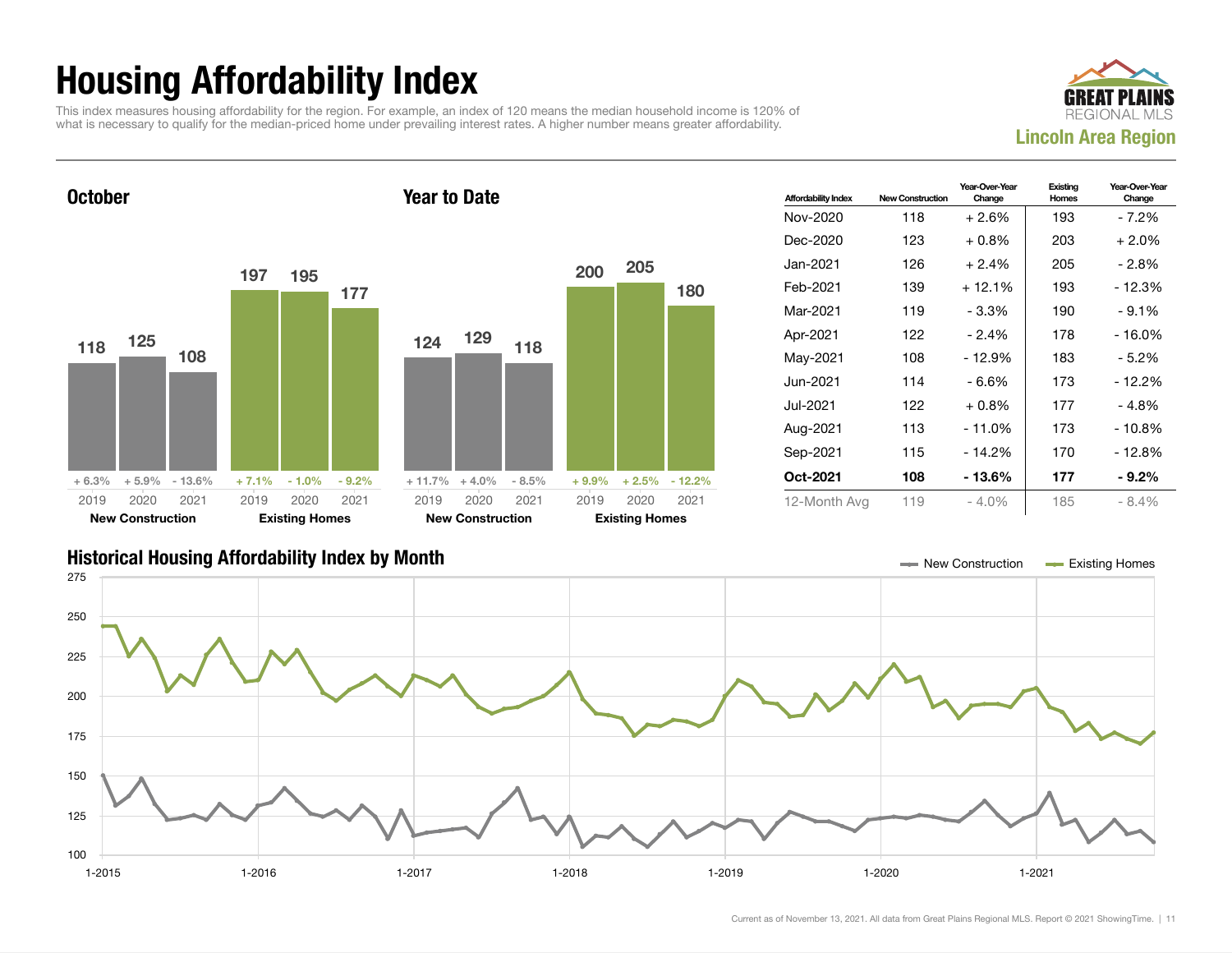# Housing Affordability Index

This index measures housing affordability for the region. For example, an index of 120 means the median household income is 120% of what is necessary to qualify for the median-priced home under prevailing interest rates. A higher number means greater affordability.

**GREAT PLAINS REGIONAL MLS**
**Lincoln Area Region**

## October

| | 2019 | 2020 | 2021 |
|---|---|---|---|
| New Construction | 118 (+ 6.3%) | 125 (+ 5.9%) | 108 (- 13.6%) |
| Existing Homes | 197 (+ 7.1%) | 195 (- 1.0%) | 177 (- 9.2%) |

## Year to Date

| | 2019 | 2020 | 2021 |
|---|---|---|---|
| New Construction | 124 (+ 11.7%) | 129 (+ 4.0%) | 118 (- 8.5%) |
| Existing Homes | 200 (+ 9.9%) | 205 (+ 2.5%) | 180 (- 12.2%) |

| Affordability Index | New Construction | Year-Over-Year Change | Existing Homes | Year-Over-Year Change |
|---|---|---|---|---|
| Nov-2020 | 118 | + 2.6% | 193 | - 7.2% |
| Dec-2020 | 123 | + 0.8% | 203 | + 2.0% |
| Jan-2021 | 126 | + 2.4% | 205 | - 2.8% |
| Feb-2021 | 139 | + 12.1% | 193 | - 12.3% |
| Mar-2021 | 119 | - 3.3% | 190 | - 9.1% |
| Apr-2021 | 122 | - 2.4% | 178 | - 16.0% |
| May-2021 | 108 | - 12.9% | 183 | - 5.2% |
| Jun-2021 | 114 | - 6.6% | 173 | - 12.2% |
| Jul-2021 | 122 | + 0.8% | 177 | - 4.8% |
| Aug-2021 | 113 | - 11.0% | 173 | - 10.8% |
| Sep-2021 | 115 | - 14.2% | 170 | - 12.8% |
| **Oct-2021** | **108** | **- 13.6%** | **177** | **- 9.2%** |
| 12-Month Avg | 119 | - 4.0% | 185 | - 8.4% |

## Historical Housing Affordability Index by Month

New Construction — Existing Homes

Current as of November 13, 2021. All data from Great Plains Regional MLS. Report © 2021 ShowingTime.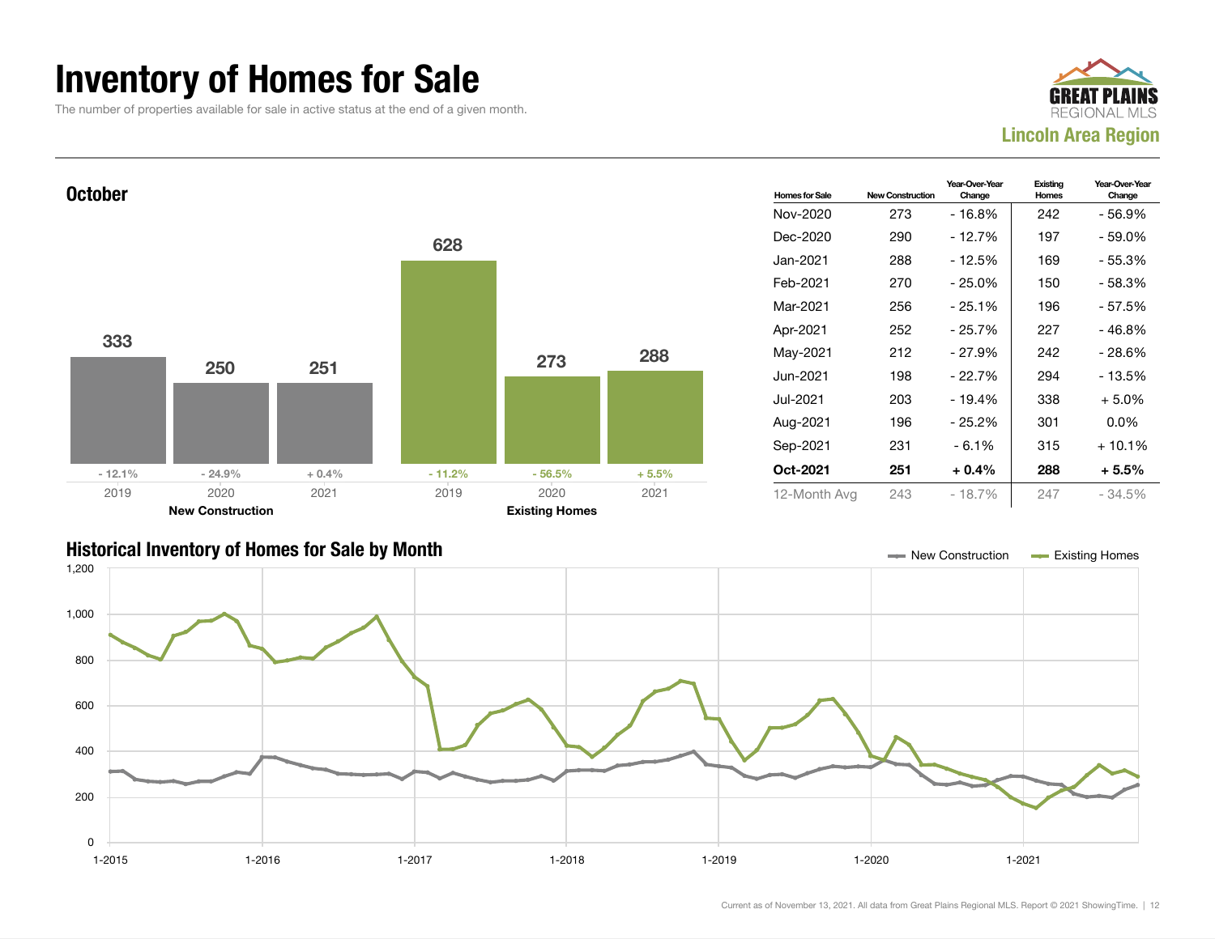# Inventory of Homes for Sale

The number of properties available for sale in active status at the end of a given month.

GREAT PLAINS REGIONAL MLS
**Lincoln Area Region**

## October

| | 2019 | 2020 | 2021 |
|---|---|---|---|
| New Construction | 333 | 250 | 251 |
| Year-Over-Year Change | - 12.1% | - 24.9% | + 0.4% |
| Existing Homes | 628 | 273 | 288 |
| Year-Over-Year Change | - 11.2% | - 56.5% | + 5.5% |

| Homes for Sale | New Construction | Year-Over-Year Change | Existing Homes | Year-Over-Year Change |
|---|---|---|---|---|
| Nov-2020 | 273 | - 16.8% | 242 | - 56.9% |
| Dec-2020 | 290 | - 12.7% | 197 | - 59.0% |
| Jan-2021 | 288 | - 12.5% | 169 | - 55.3% |
| Feb-2021 | 270 | - 25.0% | 150 | - 58.3% |
| Mar-2021 | 256 | - 25.1% | 196 | - 57.5% |
| Apr-2021 | 252 | - 25.7% | 227 | - 46.8% |
| May-2021 | 212 | - 27.9% | 242 | - 28.6% |
| Jun-2021 | 198 | - 22.7% | 294 | - 13.5% |
| Jul-2021 | 203 | - 19.4% | 338 | + 5.0% |
| Aug-2021 | 196 | - 25.2% | 301 | 0.0% |
| Sep-2021 | 231 | - 6.1% | 315 | + 10.1% |
| **Oct-2021** | **251** | **+ 0.4%** | **288** | **+ 5.5%** |
| 12-Month Avg | 243 | - 18.7% | 247 | - 34.5% |

## Historical Inventory of Homes for Sale by Month

Legend: New Construction, Existing Homes

Y-axis: 0, 200, 400, 600, 800, 1,000, 1,200
X-axis: 1-2015, 1-2016, 1-2017, 1-2018, 1-2019, 1-2020, 1-2021

Current as of November 13, 2021. All data from Great Plains Regional MLS. Report © 2021 ShowingTime.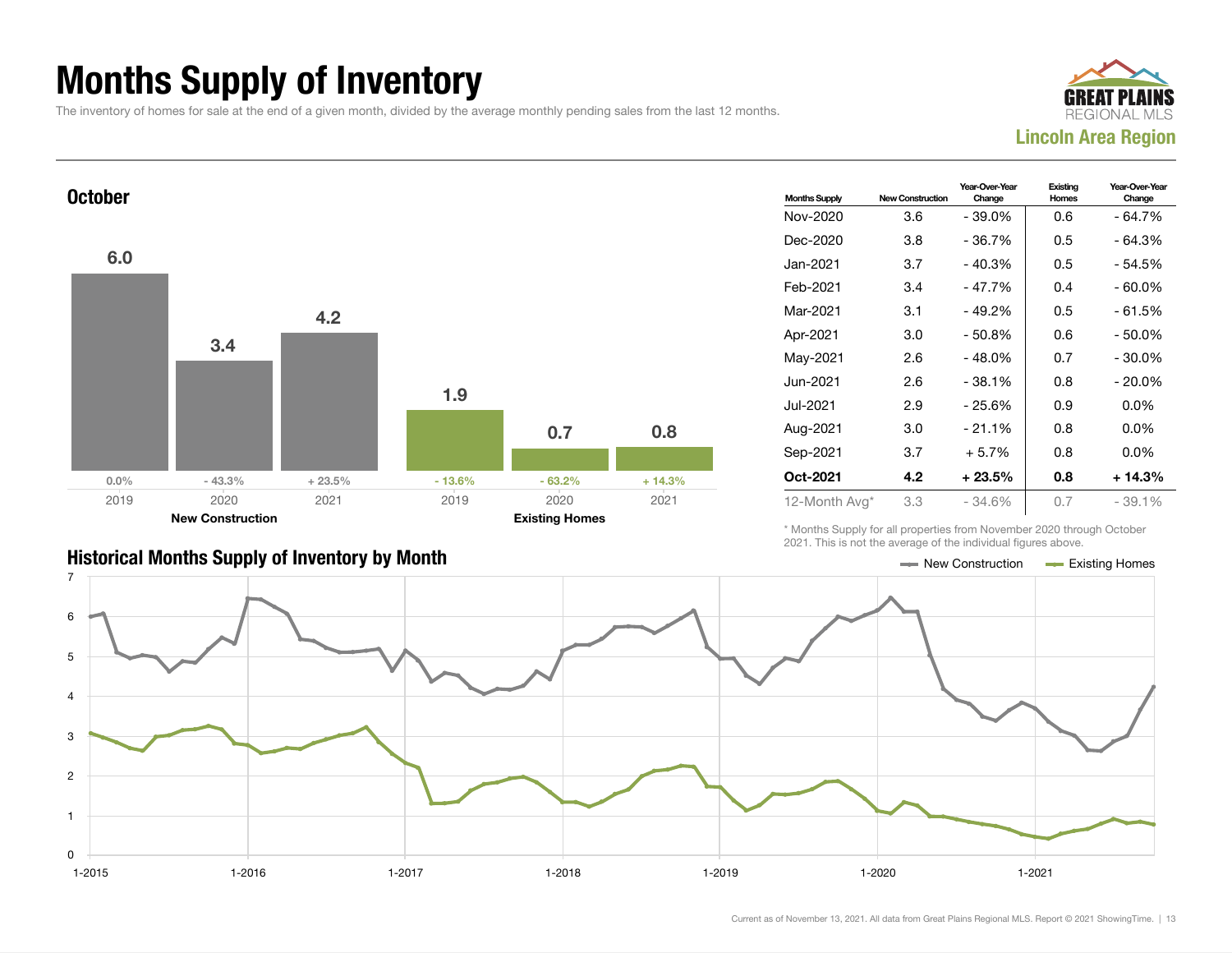# Months Supply of Inventory

The inventory of homes for sale at the end of a given month, divided by the average monthly pending sales from the last 12 months.

GREAT PLAINS REGIONAL MLS

**Lincoln Area Region**

## October

| | 2019 | 2020 | 2021 |
|---|---|---|---|
| **New Construction** | 6.0 | 3.4 | 4.2 |
| Change | 0.0% | - 43.3% | + 23.5% |
| **Existing Homes** | 1.9 | 0.7 | 0.8 |
| Change | - 13.6% | - 63.2% | + 14.3% |

| Months Supply | New Construction | Year-Over-Year Change | Existing Homes | Year-Over-Year Change |
|---|---|---|---|---|
| Nov-2020 | 3.6 | - 39.0% | 0.6 | - 64.7% |
| Dec-2020 | 3.8 | - 36.7% | 0.5 | - 64.3% |
| Jan-2021 | 3.7 | - 40.3% | 0.5 | - 54.5% |
| Feb-2021 | 3.4 | - 47.7% | 0.4 | - 60.0% |
| Mar-2021 | 3.1 | - 49.2% | 0.5 | - 61.5% |
| Apr-2021 | 3.0 | - 50.8% | 0.6 | - 50.0% |
| May-2021 | 2.6 | - 48.0% | 0.7 | - 30.0% |
| Jun-2021 | 2.6 | - 38.1% | 0.8 | - 20.0% |
| Jul-2021 | 2.9 | - 25.6% | 0.9 | 0.0% |
| Aug-2021 | 3.0 | - 21.1% | 0.8 | 0.0% |
| Sep-2021 | 3.7 | + 5.7% | 0.8 | 0.0% |
| **Oct-2021** | **4.2** | **+ 23.5%** | **0.8** | **+ 14.3%** |
| 12-Month Avg* | 3.3 | - 34.6% | 0.7 | - 39.1% |

\* Months Supply for all properties from November 2020 through October 2021. This is not the average of the individual figures above.

## Historical Months Supply of Inventory by Month

New Construction — Existing Homes

Current as of November 13, 2021. All data from Great Plains Regional MLS. Report © 2021 ShowingTime.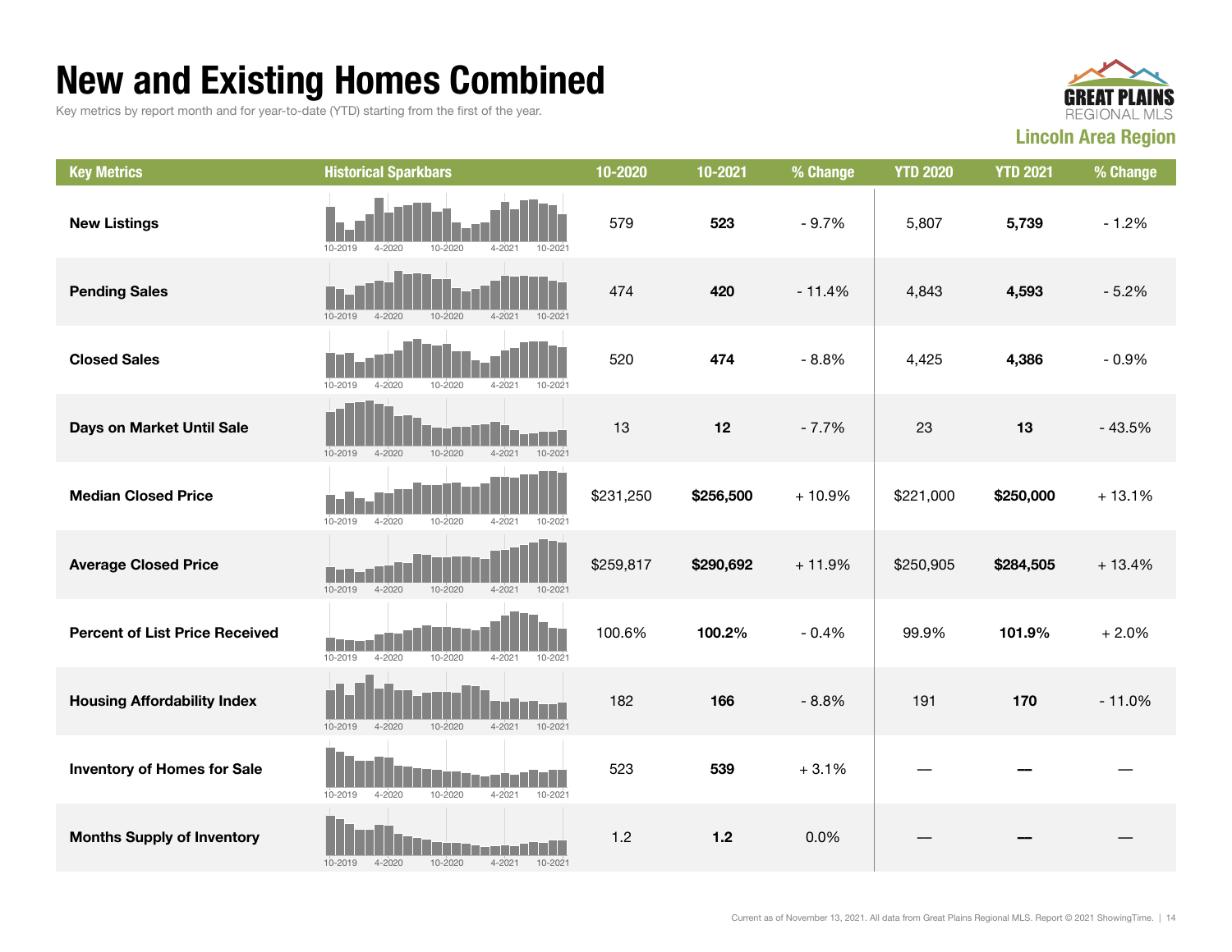# New and Existing Homes Combined

Key metrics by report month and for year-to-date (YTD) starting from the first of the year.

GREAT PLAINS REGIONAL MLS

**Lincoln Area Region**

| Key Metrics | Historical Sparkbars | 10-2020 | 10-2021 | % Change | YTD 2020 | YTD 2021 | % Change |
|---|---|---|---|---|---|---|---|
| **New Listings** | 10-2019 4-2020 10-2020 4-2021 10-2021 | 579 | **523** | - 9.7% | 5,807 | **5,739** | - 1.2% |
| **Pending Sales** | 10-2019 4-2020 10-2020 4-2021 10-2021 | 474 | **420** | - 11.4% | 4,843 | **4,593** | - 5.2% |
| **Closed Sales** | 10-2019 4-2020 10-2020 4-2021 10-2021 | 520 | **474** | - 8.8% | 4,425 | **4,386** | - 0.9% |
| **Days on Market Until Sale** | 10-2019 4-2020 10-2020 4-2021 10-2021 | 13 | **12** | - 7.7% | 23 | **13** | - 43.5% |
| **Median Closed Price** | 10-2019 4-2020 10-2020 4-2021 10-2021 | $231,250 | **$256,500** | + 10.9% | $221,000 | **$250,000** | + 13.1% |
| **Average Closed Price** | 10-2019 4-2020 10-2020 4-2021 10-2021 | $259,817 | **$290,692** | + 11.9% | $250,905 | **$284,505** | + 13.4% |
| **Percent of List Price Received** | 10-2019 4-2020 10-2020 4-2021 10-2021 | 100.6% | **100.2%** | - 0.4% | 99.9% | **101.9%** | + 2.0% |
| **Housing Affordability Index** | 10-2019 4-2020 10-2020 4-2021 10-2021 | 182 | **166** | - 8.8% | 191 | **170** | - 11.0% |
| **Inventory of Homes for Sale** | 10-2019 4-2020 10-2020 4-2021 10-2021 | 523 | **539** | + 3.1% | — | **—** | — |
| **Months Supply of Inventory** | 10-2019 4-2020 10-2020 4-2021 10-2021 | 1.2 | **1.2** | 0.0% | — | **—** | — |

Current as of November 13, 2021. All data from Great Plains Regional MLS. Report © 2021 ShowingTime.